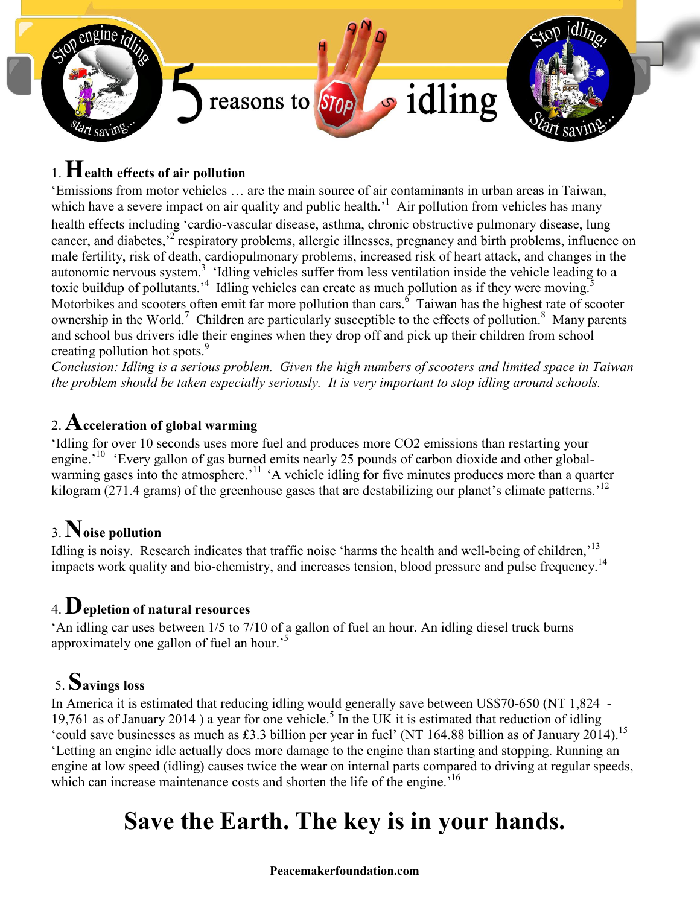# 5 reasons to STOP idling

## 1. Health effects of air pollution

'Emissions from motor vehicles … are the main source of air contaminants in urban areas in Taiwan, which have a severe impact on air quality and public health.'[1] Air pollution from vehicles has many health effects including 'cardio-vascular disease, asthma, chronic obstructive pulmonary disease, lung cancer, and diabetes,'[2] respiratory problems, allergic illnesses, pregnancy and birth problems, influence on male fertility, risk of death, cardiopulmonary problems, increased risk of heart attack, and changes in the autonomic nervous system.[3] 'Idling vehicles suffer from less ventilation inside the vehicle leading to a toxic buildup of pollutants.'[4] Idling vehicles can create as much pollution as if they were moving.[5] Motorbikes and scooters often emit far more pollution than cars.[6] Taiwan has the highest rate of scooter ownership in the World.[7] Children are particularly susceptible to the effects of pollution.[8] Many parents and school bus drivers idle their engines when they drop off and pick up their children from school creating pollution hot spots.[9]

*Conclusion: Idling is a serious problem. Given the high numbers of scooters and limited space in Taiwan the problem should be taken especially seriously. It is very important to stop idling around schools.*

## 2. Acceleration of global warming

'Idling for over 10 seconds uses more fuel and produces more CO2 emissions than restarting your engine.'[10] 'Every gallon of gas burned emits nearly 25 pounds of carbon dioxide and other global-warming gases into the atmosphere.'[11] 'A vehicle idling for five minutes produces more than a quarter kilogram (271.4 grams) of the greenhouse gases that are destabilizing our planet's climate patterns.'[12]

## 3. Noise pollution

Idling is noisy. Research indicates that traffic noise 'harms the health and well-being of children,'[13] impacts work quality and bio-chemistry, and increases tension, blood pressure and pulse frequency.[14]

## 4. Depletion of natural resources

'An idling car uses between 1/5 to 7/10 of a gallon of fuel an hour. An idling diesel truck burns approximately one gallon of fuel an hour.'[5]

## 5. Savings loss

In America it is estimated that reducing idling would generally save between US$70-650 (NT 1,824 - 19,761 as of January 2014 ) a year for one vehicle.[5] In the UK it is estimated that reduction of idling 'could save businesses as much as £3.3 billion per year in fuel' (NT 164.88 billion as of January 2014).[15] 'Letting an engine idle actually does more damage to the engine than starting and stopping. Running an engine at low speed (idling) causes twice the wear on internal parts compared to driving at regular speeds, which can increase maintenance costs and shorten the life of the engine.'[16]

# Save the Earth. The key is in your hands.

**Peacemakerfoundation.com**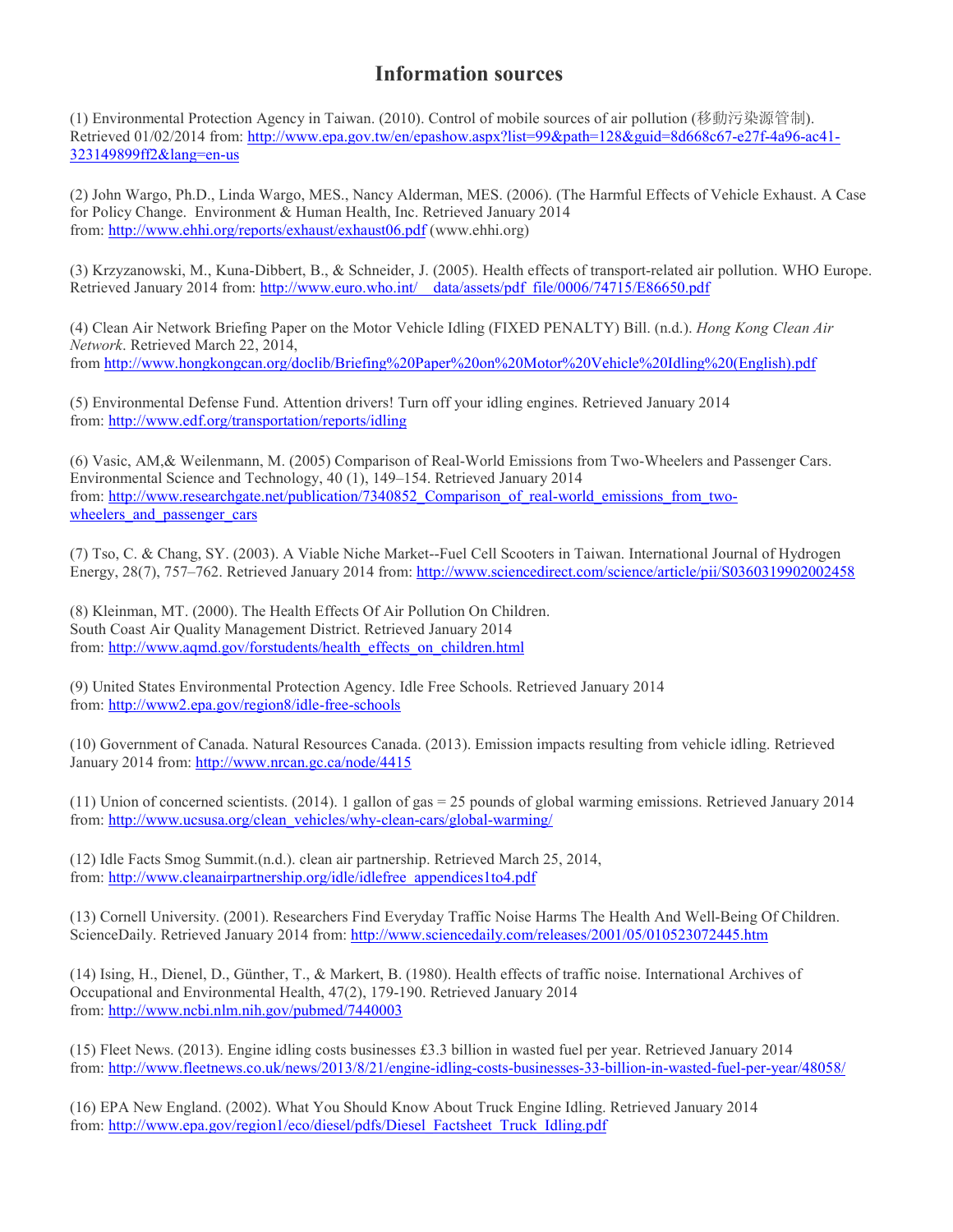# Information sources

(1) Environmental Protection Agency in Taiwan. (2010). Control of mobile sources of air pollution (移動污染源管制). Retrieved 01/02/2014 from: http://www.epa.gov.tw/en/epashow.aspx?list=99&path=128&guid=8d668c67-e27f-4a96-ac41-323149899ff2&lang=en-us

(2) John Wargo, Ph.D., Linda Wargo, MES., Nancy Alderman, MES. (2006). (The Harmful Effects of Vehicle Exhaust. A Case for Policy Change. Environment & Human Health, Inc. Retrieved January 2014 from: http://www.ehhi.org/reports/exhaust/exhaust06.pdf (www.ehhi.org)

(3) Krzyzanowski, M., Kuna-Dibbert, B., & Schneider, J. (2005). Health effects of transport-related air pollution. WHO Europe. Retrieved January 2014 from: http://www.euro.who.int/__data/assets/pdf_file/0006/74715/E86650.pdf

(4) Clean Air Network Briefing Paper on the Motor Vehicle Idling (FIXED PENALTY) Bill. (n.d.). *Hong Kong Clean Air Network*. Retrieved March 22, 2014, from http://www.hongkongcan.org/doclib/Briefing%20Paper%20on%20Motor%20Vehicle%20Idling%20(English).pdf

(5) Environmental Defense Fund. Attention drivers! Turn off your idling engines. Retrieved January 2014 from: http://www.edf.org/transportation/reports/idling

(6) Vasic, AM,& Weilenmann, M. (2005) Comparison of Real-World Emissions from Two-Wheelers and Passenger Cars. Environmental Science and Technology, 40 (1), 149–154. Retrieved January 2014 from: http://www.researchgate.net/publication/7340852_Comparison_of_real-world_emissions_from_two-wheelers_and_passenger_cars

(7) Tso, C. & Chang, SY. (2003). A Viable Niche Market--Fuel Cell Scooters in Taiwan. International Journal of Hydrogen Energy, 28(7), 757–762. Retrieved January 2014 from: http://www.sciencedirect.com/science/article/pii/S0360319902002458

(8) Kleinman, MT. (2000). The Health Effects Of Air Pollution On Children. South Coast Air Quality Management District. Retrieved January 2014 from: http://www.aqmd.gov/forstudents/health_effects_on_children.html

(9) United States Environmental Protection Agency. Idle Free Schools. Retrieved January 2014 from: http://www2.epa.gov/region8/idle-free-schools

(10) Government of Canada. Natural Resources Canada. (2013). Emission impacts resulting from vehicle idling. Retrieved January 2014 from: http://www.nrcan.gc.ca/node/4415

(11) Union of concerned scientists. (2014). 1 gallon of gas = 25 pounds of global warming emissions. Retrieved January 2014 from: http://www.ucsusa.org/clean_vehicles/why-clean-cars/global-warming/

(12) Idle Facts Smog Summit.(n.d.). clean air partnership. Retrieved March 25, 2014, from: http://www.cleanairpartnership.org/idle/idlefree_appendices1to4.pdf

(13) Cornell University. (2001). Researchers Find Everyday Traffic Noise Harms The Health And Well-Being Of Children. ScienceDaily. Retrieved January 2014 from: http://www.sciencedaily.com/releases/2001/05/010523072445.htm

(14) Ising, H., Dienel, D., Günther, T., & Markert, B. (1980). Health effects of traffic noise. International Archives of Occupational and Environmental Health, 47(2), 179-190. Retrieved January 2014 from: http://www.ncbi.nlm.nih.gov/pubmed/7440003

(15) Fleet News. (2013). Engine idling costs businesses £3.3 billion in wasted fuel per year. Retrieved January 2014 from: http://www.fleetnews.co.uk/news/2013/8/21/engine-idling-costs-businesses-33-billion-in-wasted-fuel-per-year/48058/

(16) EPA New England. (2002). What You Should Know About Truck Engine Idling. Retrieved January 2014 from: http://www.epa.gov/region1/eco/diesel/pdfs/Diesel_Factsheet_Truck_Idling.pdf